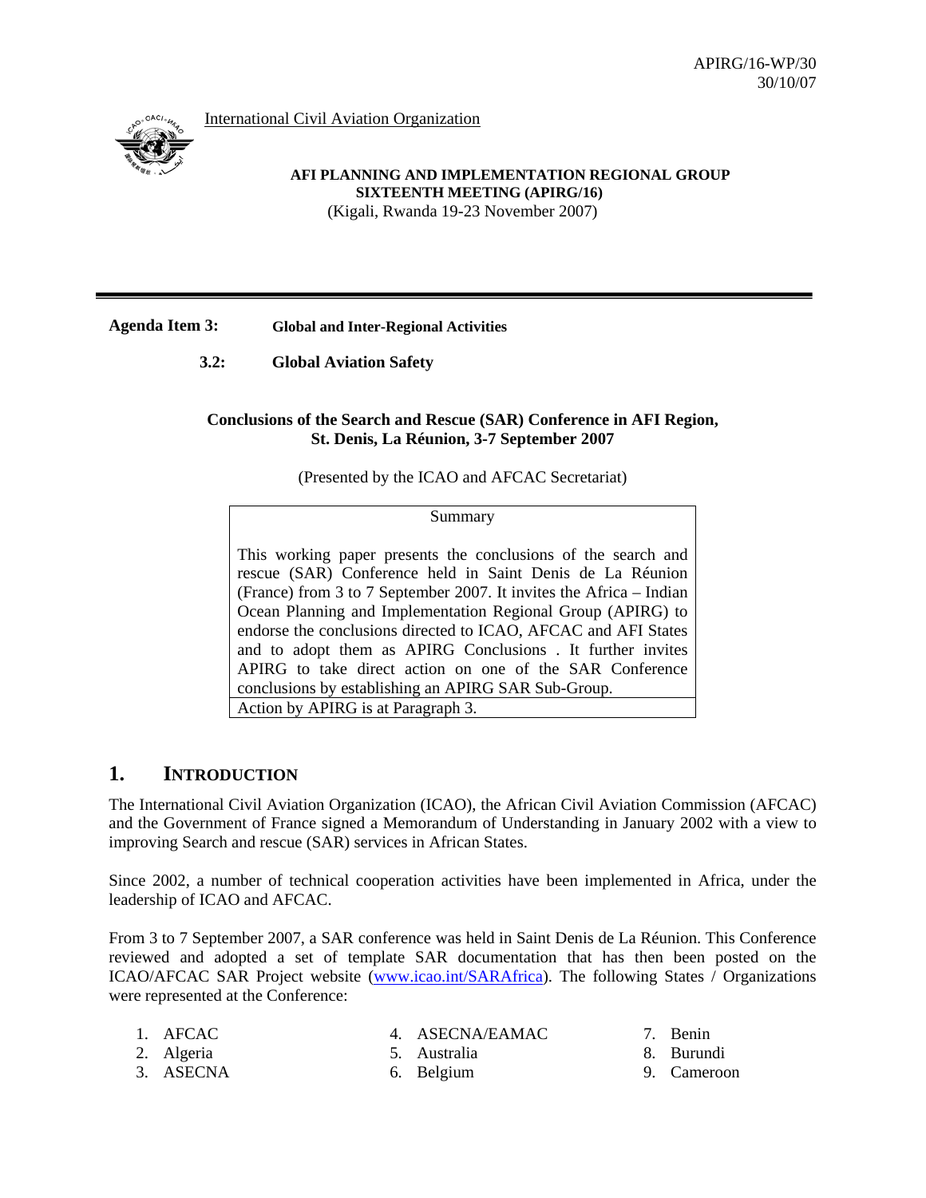APIRG/16-WP/30
30/10/07

International Civil Aviation Organization

**AFI PLANNING AND IMPLEMENTATION REGIONAL GROUP SIXTEENTH MEETING (APIRG/16)**
(Kigali, Rwanda 19-23 November 2007)

**Agenda Item 3:** **Global and Inter-Regional Activities**

**3.2:** **Global Aviation Safety**

**Conclusions of the Search and Rescue (SAR) Conference in AFI Region, St. Denis, La Réunion, 3-7 September 2007**

(Presented by the ICAO and AFCAC Secretariat)

| Summary |
|---|
| This working paper presents the conclusions of the search and rescue (SAR) Conference held in Saint Denis de La Réunion (France) from 3 to 7 September 2007. It invites the Africa – Indian Ocean Planning and Implementation Regional Group (APIRG) to endorse the conclusions directed to ICAO, AFCAC and AFI States and to adopt them as APIRG Conclusions . It further invites APIRG to take direct action on one of the SAR Conference conclusions by establishing an APIRG SAR Sub-Group. |
| Action by APIRG is at Paragraph 3. |

## 1. INTRODUCTION

The International Civil Aviation Organization (ICAO), the African Civil Aviation Commission (AFCAC) and the Government of France signed a Memorandum of Understanding in January 2002 with a view to improving Search and rescue (SAR) services in African States.

Since 2002, a number of technical cooperation activities have been implemented in Africa, under the leadership of ICAO and AFCAC.

From 3 to 7 September 2007, a SAR conference was held in Saint Denis de La Réunion. This Conference reviewed and adopted a set of template SAR documentation that has then been posted on the ICAO/AFCAC SAR Project website (www.icao.int/SARAfrica). The following States / Organizations were represented at the Conference:

1. AFCAC
2. Algeria
3. ASECNA
4. ASECNA/EAMAC
5. Australia
6. Belgium
7. Benin
8. Burundi
9. Cameroon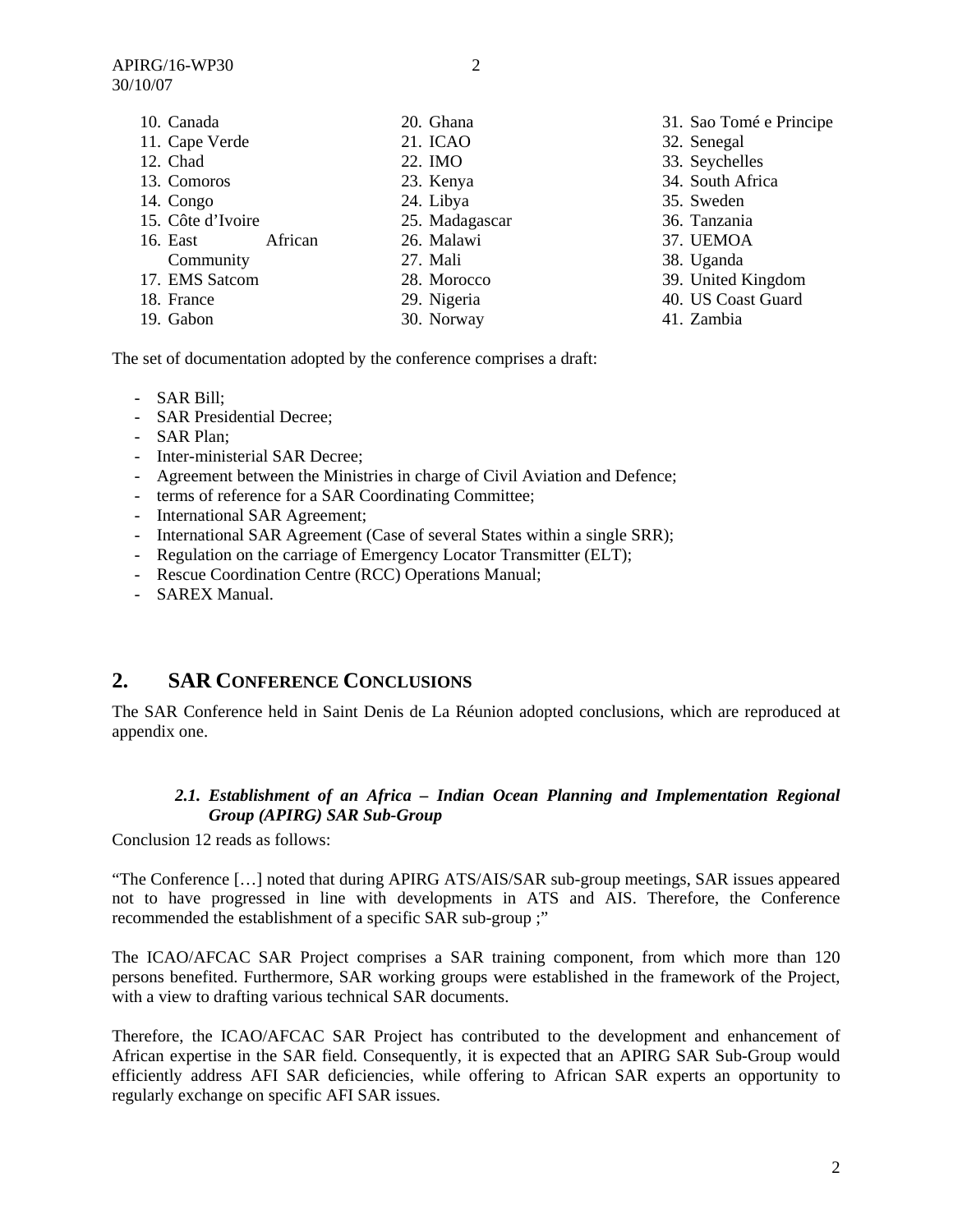10. Canada
11. Cape Verde
12. Chad
13. Comoros
14. Congo
15. Côte d'Ivoire
16. East African Community
17. EMS Satcom
18. France
19. Gabon
20. Ghana
21. ICAO
22. IMO
23. Kenya
24. Libya
25. Madagascar
26. Malawi
27. Mali
28. Morocco
29. Nigeria
30. Norway
31. Sao Tomé e Principe
32. Senegal
33. Seychelles
34. South Africa
35. Sweden
36. Tanzania
37. UEMOA
38. Uganda
39. United Kingdom
40. US Coast Guard
41. Zambia

The set of documentation adopted by the conference comprises a draft:

- SAR Bill;
- SAR Presidential Decree;
- SAR Plan;
- Inter-ministerial SAR Decree;
- Agreement between the Ministries in charge of Civil Aviation and Defence;
- terms of reference for a SAR Coordinating Committee;
- International SAR Agreement;
- International SAR Agreement (Case of several States within a single SRR);
- Regulation on the carriage of Emergency Locator Transmitter (ELT);
- Rescue Coordination Centre (RCC) Operations Manual;
- SAREX Manual.

## 2. SAR CONFERENCE CONCLUSIONS

The SAR Conference held in Saint Denis de La Réunion adopted conclusions, which are reproduced at appendix one.

### *2.1. Establishment of an Africa – Indian Ocean Planning and Implementation Regional Group (APIRG) SAR Sub-Group*

Conclusion 12 reads as follows:

"The Conference […] noted that during APIRG ATS/AIS/SAR sub-group meetings, SAR issues appeared not to have progressed in line with developments in ATS and AIS. Therefore, the Conference recommended the establishment of a specific SAR sub-group ;"

The ICAO/AFCAC SAR Project comprises a SAR training component, from which more than 120 persons benefited. Furthermore, SAR working groups were established in the framework of the Project, with a view to drafting various technical SAR documents.

Therefore, the ICAO/AFCAC SAR Project has contributed to the development and enhancement of African expertise in the SAR field. Consequently, it is expected that an APIRG SAR Sub-Group would efficiently address AFI SAR deficiencies, while offering to African SAR experts an opportunity to regularly exchange on specific AFI SAR issues.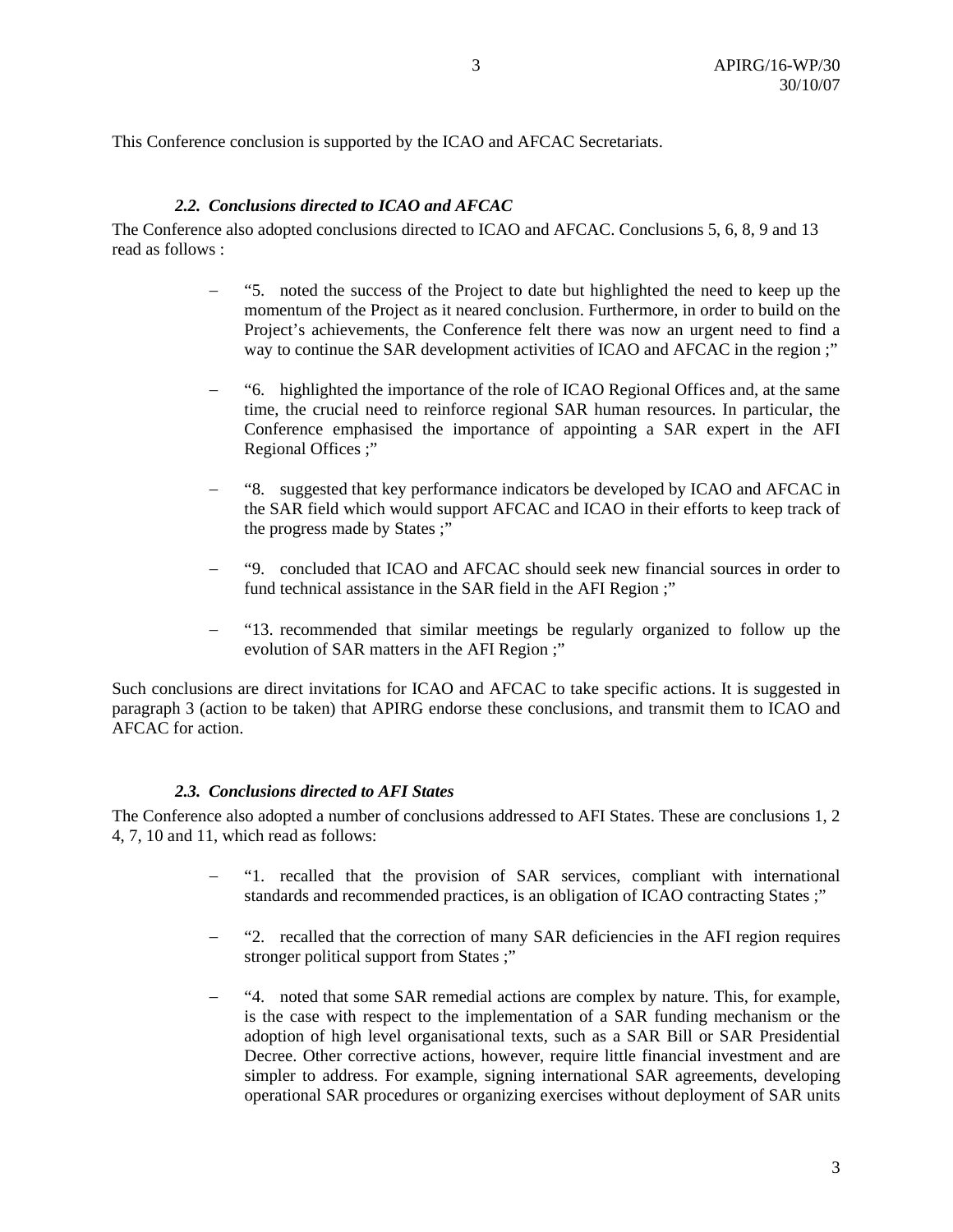This Conference conclusion is supported by the ICAO and AFCAC Secretariats.

### *2.2. Conclusions directed to ICAO and AFCAC*

The Conference also adopted conclusions directed to ICAO and AFCAC. Conclusions 5, 6, 8, 9 and 13 read as follows :

- "5. noted the success of the Project to date but highlighted the need to keep up the momentum of the Project as it neared conclusion. Furthermore, in order to build on the Project's achievements, the Conference felt there was now an urgent need to find a way to continue the SAR development activities of ICAO and AFCAC in the region ;"

- "6. highlighted the importance of the role of ICAO Regional Offices and, at the same time, the crucial need to reinforce regional SAR human resources. In particular, the Conference emphasised the importance of appointing a SAR expert in the AFI Regional Offices ;"

- "8. suggested that key performance indicators be developed by ICAO and AFCAC in the SAR field which would support AFCAC and ICAO in their efforts to keep track of the progress made by States ;"

- "9. concluded that ICAO and AFCAC should seek new financial sources in order to fund technical assistance in the SAR field in the AFI Region ;"

- "13. recommended that similar meetings be regularly organized to follow up the evolution of SAR matters in the AFI Region ;"

Such conclusions are direct invitations for ICAO and AFCAC to take specific actions. It is suggested in paragraph 3 (action to be taken) that APIRG endorse these conclusions, and transmit them to ICAO and AFCAC for action.

### *2.3. Conclusions directed to AFI States*

The Conference also adopted a number of conclusions addressed to AFI States. These are conclusions 1, 2 4, 7, 10 and 11, which read as follows:

- "1. recalled that the provision of SAR services, compliant with international standards and recommended practices, is an obligation of ICAO contracting States ;"

- "2. recalled that the correction of many SAR deficiencies in the AFI region requires stronger political support from States ;"

- "4. noted that some SAR remedial actions are complex by nature. This, for example, is the case with respect to the implementation of a SAR funding mechanism or the adoption of high level organisational texts, such as a SAR Bill or SAR Presidential Decree. Other corrective actions, however, require little financial investment and are simpler to address. For example, signing international SAR agreements, developing operational SAR procedures or organizing exercises without deployment of SAR units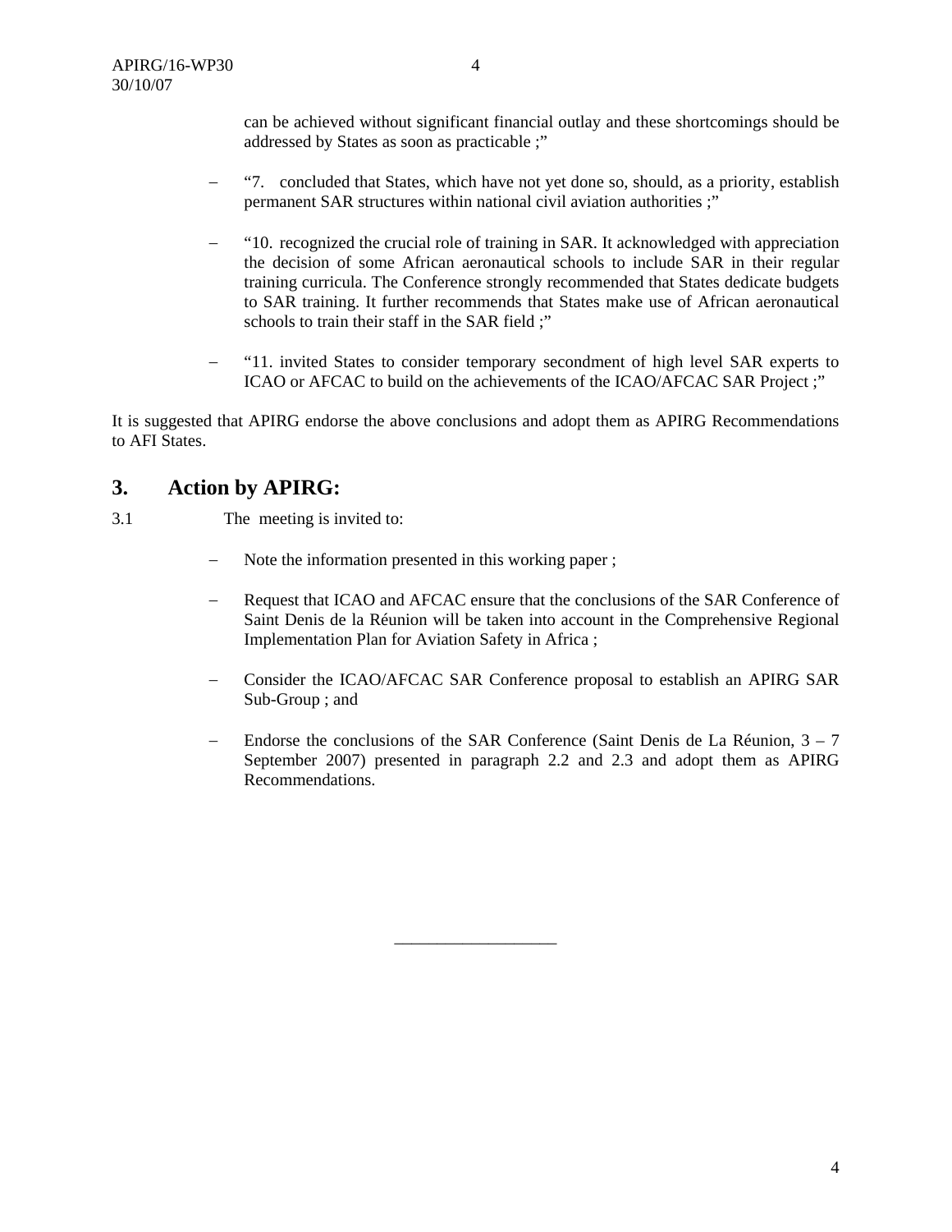can be achieved without significant financial outlay and these shortcomings should be addressed by States as soon as practicable ;"

- "7. concluded that States, which have not yet done so, should, as a priority, establish permanent SAR structures within national civil aviation authorities ;"

- "10. recognized the crucial role of training in SAR. It acknowledged with appreciation the decision of some African aeronautical schools to include SAR in their regular training curricula. The Conference strongly recommended that States dedicate budgets to SAR training. It further recommends that States make use of African aeronautical schools to train their staff in the SAR field ;"

- "11. invited States to consider temporary secondment of high level SAR experts to ICAO or AFCAC to build on the achievements of the ICAO/AFCAC SAR Project ;"

It is suggested that APIRG endorse the above conclusions and adopt them as APIRG Recommendations to AFI States.

## 3. Action by APIRG:

3.1 The meeting is invited to:

- Note the information presented in this working paper ;

- Request that ICAO and AFCAC ensure that the conclusions of the SAR Conference of Saint Denis de la Réunion will be taken into account in the Comprehensive Regional Implementation Plan for Aviation Safety in Africa ;

- Consider the ICAO/AFCAC SAR Conference proposal to establish an APIRG SAR Sub-Group ; and

- Endorse the conclusions of the SAR Conference (Saint Denis de La Réunion, 3 – 7 September 2007) presented in paragraph 2.2 and 2.3 and adopt them as APIRG Recommendations.

\_\_\_\_\_\_\_\_\_\_\_\_\_\_\_\_\_\_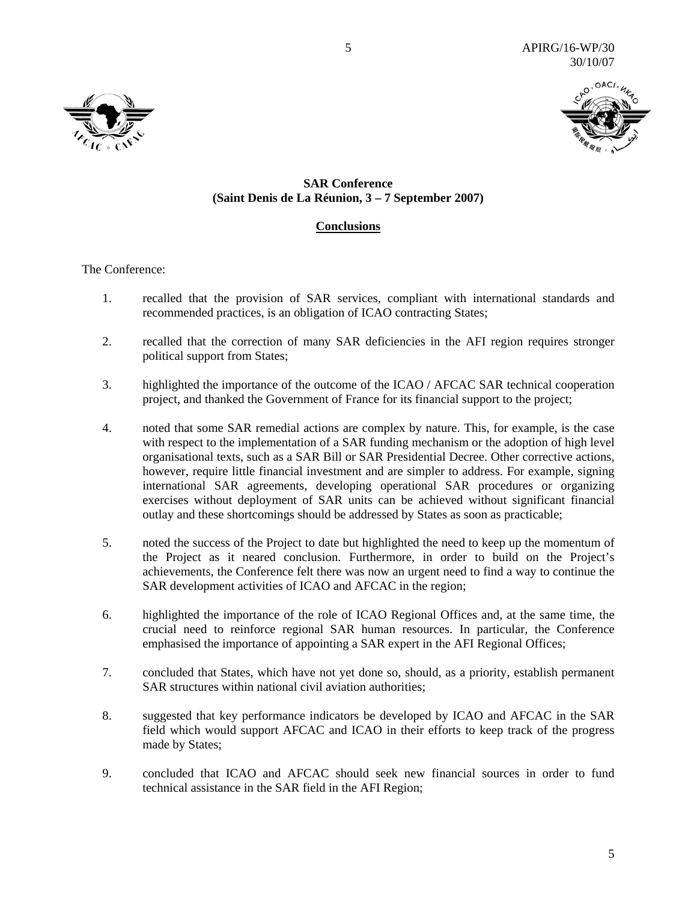**SAR Conference**
**(Saint Denis de La Réunion, 3 – 7 September 2007)**

**Conclusions**

The Conference:

1. recalled that the provision of SAR services, compliant with international standards and recommended practices, is an obligation of ICAO contracting States;

2. recalled that the correction of many SAR deficiencies in the AFI region requires stronger political support from States;

3. highlighted the importance of the outcome of the ICAO / AFCAC SAR technical cooperation project, and thanked the Government of France for its financial support to the project;

4. noted that some SAR remedial actions are complex by nature. This, for example, is the case with respect to the implementation of a SAR funding mechanism or the adoption of high level organisational texts, such as a SAR Bill or SAR Presidential Decree. Other corrective actions, however, require little financial investment and are simpler to address. For example, signing international SAR agreements, developing operational SAR procedures or organizing exercises without deployment of SAR units can be achieved without significant financial outlay and these shortcomings should be addressed by States as soon as practicable;

5. noted the success of the Project to date but highlighted the need to keep up the momentum of the Project as it neared conclusion. Furthermore, in order to build on the Project's achievements, the Conference felt there was now an urgent need to find a way to continue the SAR development activities of ICAO and AFCAC in the region;

6. highlighted the importance of the role of ICAO Regional Offices and, at the same time, the crucial need to reinforce regional SAR human resources. In particular, the Conference emphasised the importance of appointing a SAR expert in the AFI Regional Offices;

7. concluded that States, which have not yet done so, should, as a priority, establish permanent SAR structures within national civil aviation authorities;

8. suggested that key performance indicators be developed by ICAO and AFCAC in the SAR field which would support AFCAC and ICAO in their efforts to keep track of the progress made by States;

9. concluded that ICAO and AFCAC should seek new financial sources in order to fund technical assistance in the SAR field in the AFI Region;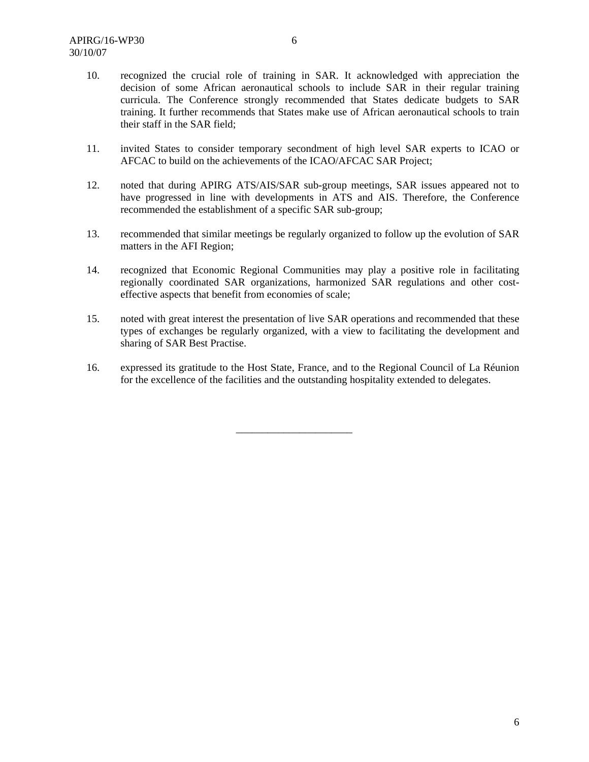10. recognized the crucial role of training in SAR. It acknowledged with appreciation the decision of some African aeronautical schools to include SAR in their regular training curricula. The Conference strongly recommended that States dedicate budgets to SAR training. It further recommends that States make use of African aeronautical schools to train their staff in the SAR field;

11. invited States to consider temporary secondment of high level SAR experts to ICAO or AFCAC to build on the achievements of the ICAO/AFCAC SAR Project;

12. noted that during APIRG ATS/AIS/SAR sub-group meetings, SAR issues appeared not to have progressed in line with developments in ATS and AIS. Therefore, the Conference recommended the establishment of a specific SAR sub-group;

13. recommended that similar meetings be regularly organized to follow up the evolution of SAR matters in the AFI Region;

14. recognized that Economic Regional Communities may play a positive role in facilitating regionally coordinated SAR organizations, harmonized SAR regulations and other cost-effective aspects that benefit from economies of scale;

15. noted with great interest the presentation of live SAR operations and recommended that these types of exchanges be regularly organized, with a view to facilitating the development and sharing of SAR Best Practise.

16. expressed its gratitude to the Host State, France, and to the Regional Council of La Réunion for the excellence of the facilities and the outstanding hospitality extended to delegates.

---